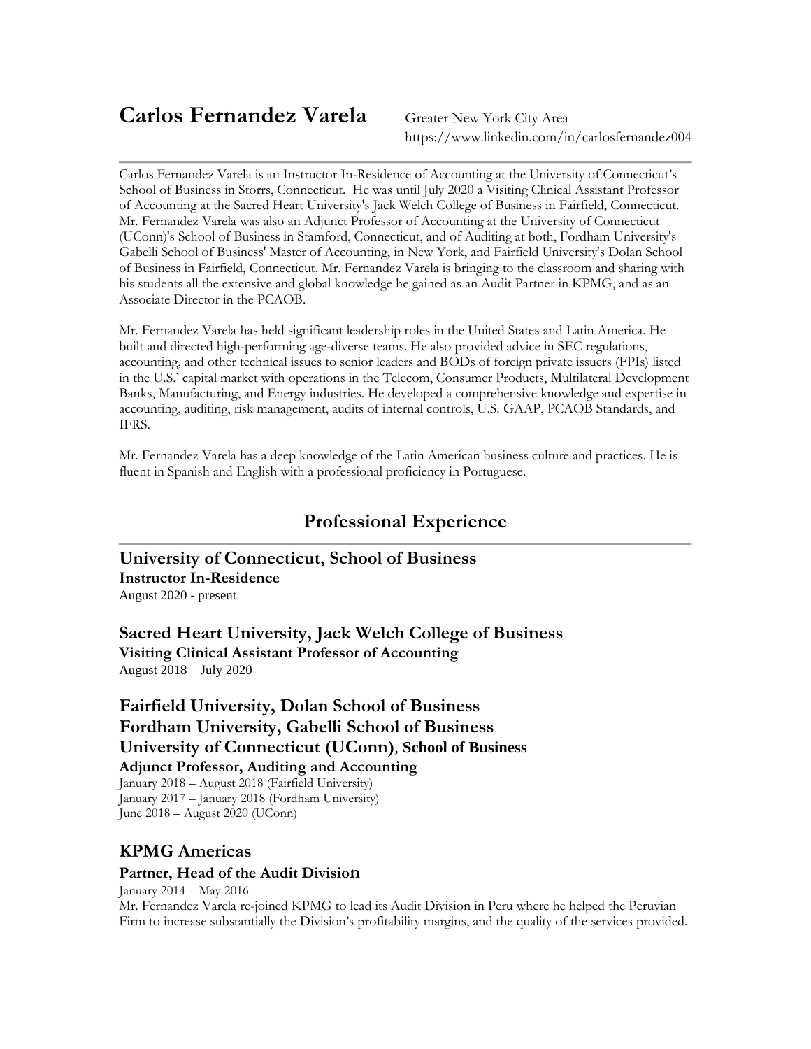# Carlos Fernandez Varela

Greater New York City Area
https://www.linkedin.com/in/carlosfernandez004

---

Carlos Fernandez Varela is an Instructor In-Residence of Accounting at the University of Connecticut's School of Business in Storrs, Connecticut. He was until July 2020 a Visiting Clinical Assistant Professor of Accounting at the Sacred Heart University's Jack Welch College of Business in Fairfield, Connecticut. Mr. Fernandez Varela was also an Adjunct Professor of Accounting at the University of Connecticut (UConn)'s School of Business in Stamford, Connecticut, and of Auditing at both, Fordham University's Gabelli School of Business' Master of Accounting, in New York, and Fairfield University's Dolan School of Business in Fairfield, Connecticut. Mr. Fernandez Varela is bringing to the classroom and sharing with his students all the extensive and global knowledge he gained as an Audit Partner in KPMG, and as an Associate Director in the PCAOB.

Mr. Fernandez Varela has held significant leadership roles in the United States and Latin America. He built and directed high-performing age-diverse teams. He also provided advice in SEC regulations, accounting, and other technical issues to senior leaders and BODs of foreign private issuers (FPIs) listed in the U.S.' capital market with operations in the Telecom, Consumer Products, Multilateral Development Banks, Manufacturing, and Energy industries. He developed a comprehensive knowledge and expertise in accounting, auditing, risk management, audits of internal controls, U.S. GAAP, PCAOB Standards, and IFRS.

Mr. Fernandez Varela has a deep knowledge of the Latin American business culture and practices. He is fluent in Spanish and English with a professional proficiency in Portuguese.

## Professional Experience

---

### University of Connecticut, School of Business
**Instructor In-Residence**
August 2020 - present

### Sacred Heart University, Jack Welch College of Business
**Visiting Clinical Assistant Professor of Accounting**
August 2018 – July 2020

### Fairfield University, Dolan School of Business
### Fordham University, Gabelli School of Business
### University of Connecticut (UConn), School of Business
**Adjunct Professor, Auditing and Accounting**
January 2018 – August 2018 (Fairfield University)
January 2017 – January 2018 (Fordham University)
June 2018 – August 2020 (UConn)

### KPMG Americas
**Partner, Head of the Audit Division**
January 2014 – May 2016
Mr. Fernandez Varela re-joined KPMG to lead its Audit Division in Peru where he helped the Peruvian Firm to increase substantially the Division's profitability margins, and the quality of the services provided.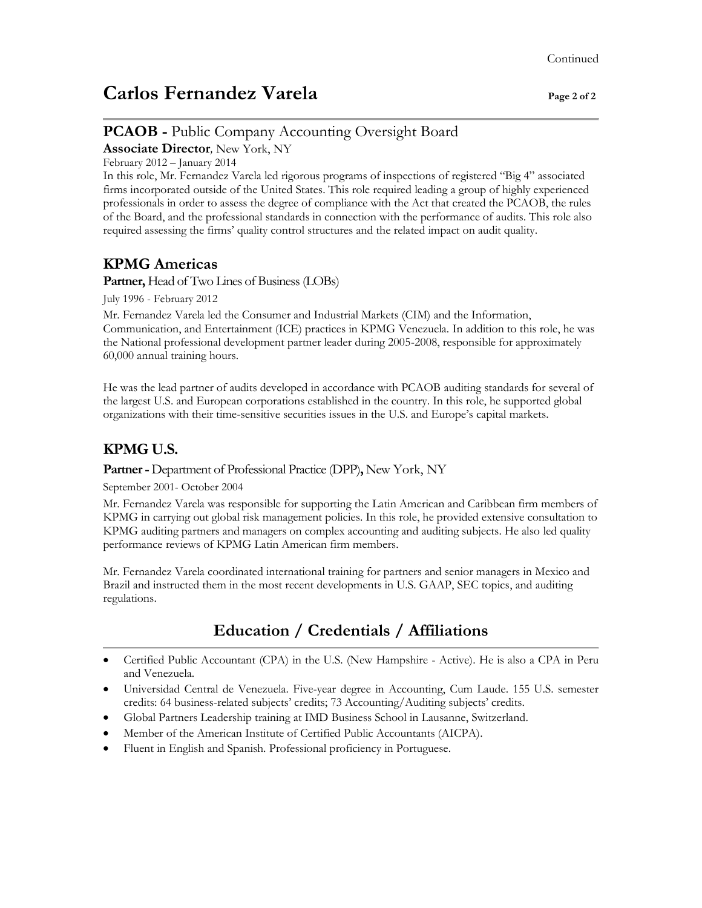## PCAOB - Public Company Accounting Oversight Board

**Associate Director**, New York, NY

February 2012 – January 2014

In this role, Mr. Fernandez Varela led rigorous programs of inspections of registered "Big 4" associated firms incorporated outside of the United States. This role required leading a group of highly experienced professionals in order to assess the degree of compliance with the Act that created the PCAOB, the rules of the Board, and the professional standards in connection with the performance of audits. This role also required assessing the firms' quality control structures and the related impact on audit quality.

## KPMG Americas

**Partner,** Head of Two Lines of Business (LOBs)

July 1996 - February 2012

Mr. Fernandez Varela led the Consumer and Industrial Markets (CIM) and the Information, Communication, and Entertainment (ICE) practices in KPMG Venezuela. In addition to this role, he was the National professional development partner leader during 2005-2008, responsible for approximately 60,000 annual training hours.

He was the lead partner of audits developed in accordance with PCAOB auditing standards for several of the largest U.S. and European corporations established in the country. In this role, he supported global organizations with their time-sensitive securities issues in the U.S. and Europe's capital markets.

## KPMG U.S.

**Partner -** Department of Professional Practice (DPP)**,** New York, NY

September 2001- October 2004

Mr. Fernandez Varela was responsible for supporting the Latin American and Caribbean firm members of KPMG in carrying out global risk management policies. In this role, he provided extensive consultation to KPMG auditing partners and managers on complex accounting and auditing subjects. He also led quality performance reviews of KPMG Latin American firm members.

Mr. Fernandez Varela coordinated international training for partners and senior managers in Mexico and Brazil and instructed them in the most recent developments in U.S. GAAP, SEC topics, and auditing regulations.

## Education / Credentials / Affiliations

- Certified Public Accountant (CPA) in the U.S. (New Hampshire - Active). He is also a CPA in Peru and Venezuela.
- Universidad Central de Venezuela. Five-year degree in Accounting, Cum Laude. 155 U.S. semester credits: 64 business-related subjects' credits; 73 Accounting/Auditing subjects' credits.
- Global Partners Leadership training at IMD Business School in Lausanne, Switzerland.
- Member of the American Institute of Certified Public Accountants (AICPA).
- Fluent in English and Spanish. Professional proficiency in Portuguese.